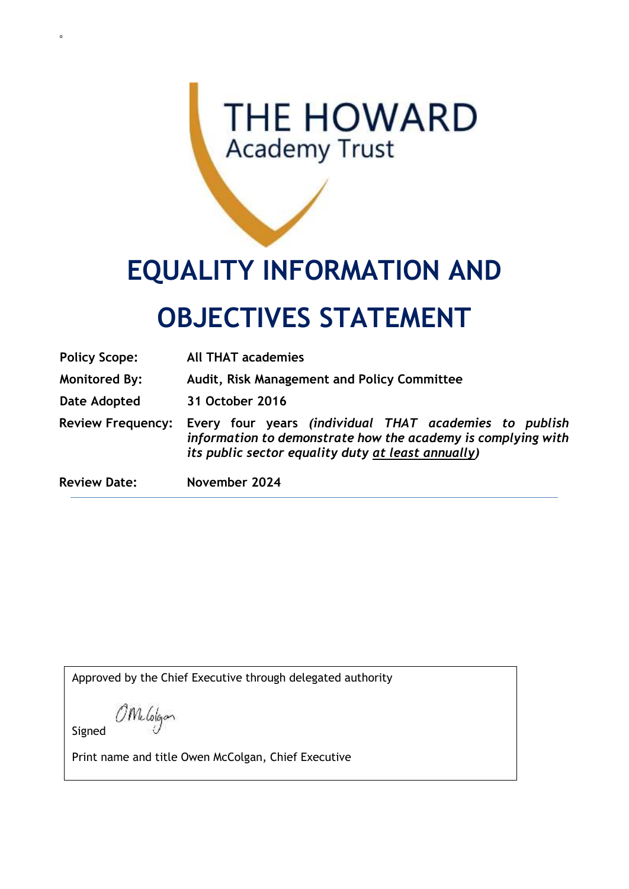THE HOWARD
Academy Trust

# EQUALITY INFORMATION AND OBJECTIVES STATEMENT

| | |
|---|---|
| **Policy Scope:** | **All THAT academies** |
| **Monitored By:** | **Audit, Risk Management and Policy Committee** |
| **Date Adopted** | **31 October 2016** |
| **Review Frequency:** | **Every four years** ***(individual THAT academies to publish information to demonstrate how the academy is complying with its public sector equality duty at least annually)*** |
| **Review Date:** | **November 2024** |

---

Approved by the Chief Executive through delegated authority

Signed

Print name and title Owen McColgan, Chief Executive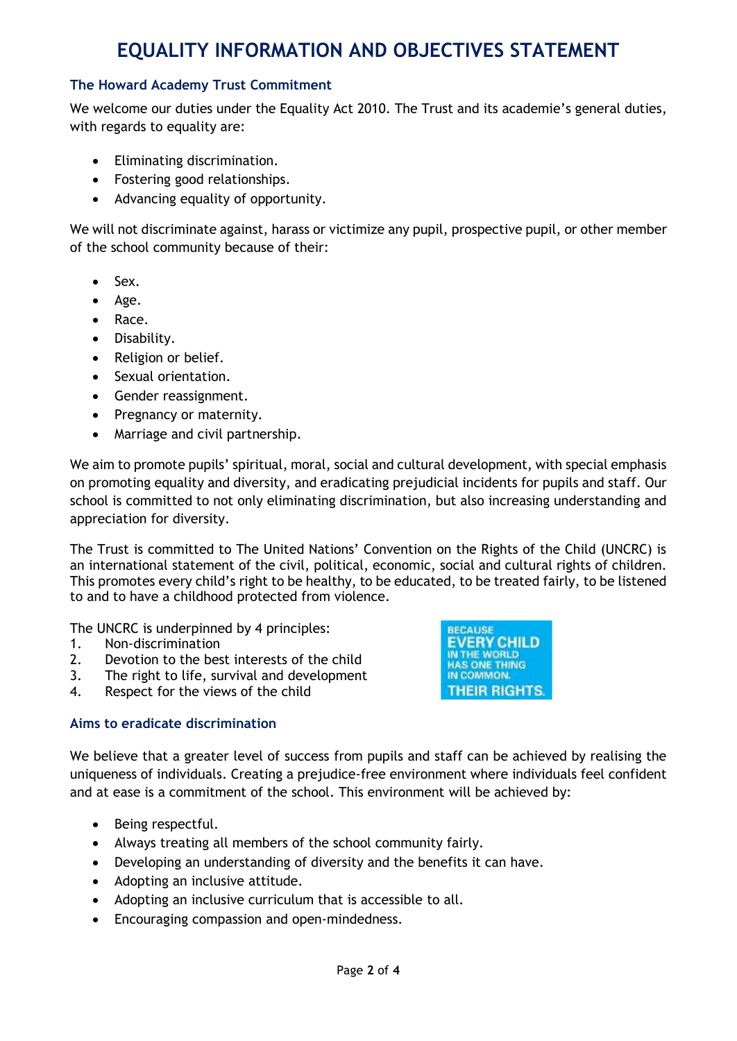# EQUALITY INFORMATION AND OBJECTIVES STATEMENT

### The Howard Academy Trust Commitment

We welcome our duties under the Equality Act 2010. The Trust and its academie's general duties, with regards to equality are:

- Eliminating discrimination.
- Fostering good relationships.
- Advancing equality of opportunity.

We will not discriminate against, harass or victimize any pupil, prospective pupil, or other member of the school community because of their:

- Sex.
- Age.
- Race.
- Disability.
- Religion or belief.
- Sexual orientation.
- Gender reassignment.
- Pregnancy or maternity.
- Marriage and civil partnership.

We aim to promote pupils' spiritual, moral, social and cultural development, with special emphasis on promoting equality and diversity, and eradicating prejudicial incidents for pupils and staff. Our school is committed to not only eliminating discrimination, but also increasing understanding and appreciation for diversity.

The Trust is committed to The United Nations' Convention on the Rights of the Child (UNCRC) is an international statement of the civil, political, economic, social and cultural rights of children. This promotes every child's right to be healthy, to be educated, to be treated fairly, to be listened to and to have a childhood protected from violence.

The UNCRC is underpinned by 4 principles:

1. Non-discrimination
2. Devotion to the best interests of the child
3. The right to life, survival and development
4. Respect for the views of the child

BECAUSE EVERY CHILD IN THE WORLD HAS ONE THING IN COMMON. THEIR RIGHTS.

### Aims to eradicate discrimination

We believe that a greater level of success from pupils and staff can be achieved by realising the uniqueness of individuals. Creating a prejudice-free environment where individuals feel confident and at ease is a commitment of the school. This environment will be achieved by:

- Being respectful.
- Always treating all members of the school community fairly.
- Developing an understanding of diversity and the benefits it can have.
- Adopting an inclusive attitude.
- Adopting an inclusive curriculum that is accessible to all.
- Encouraging compassion and open-mindedness.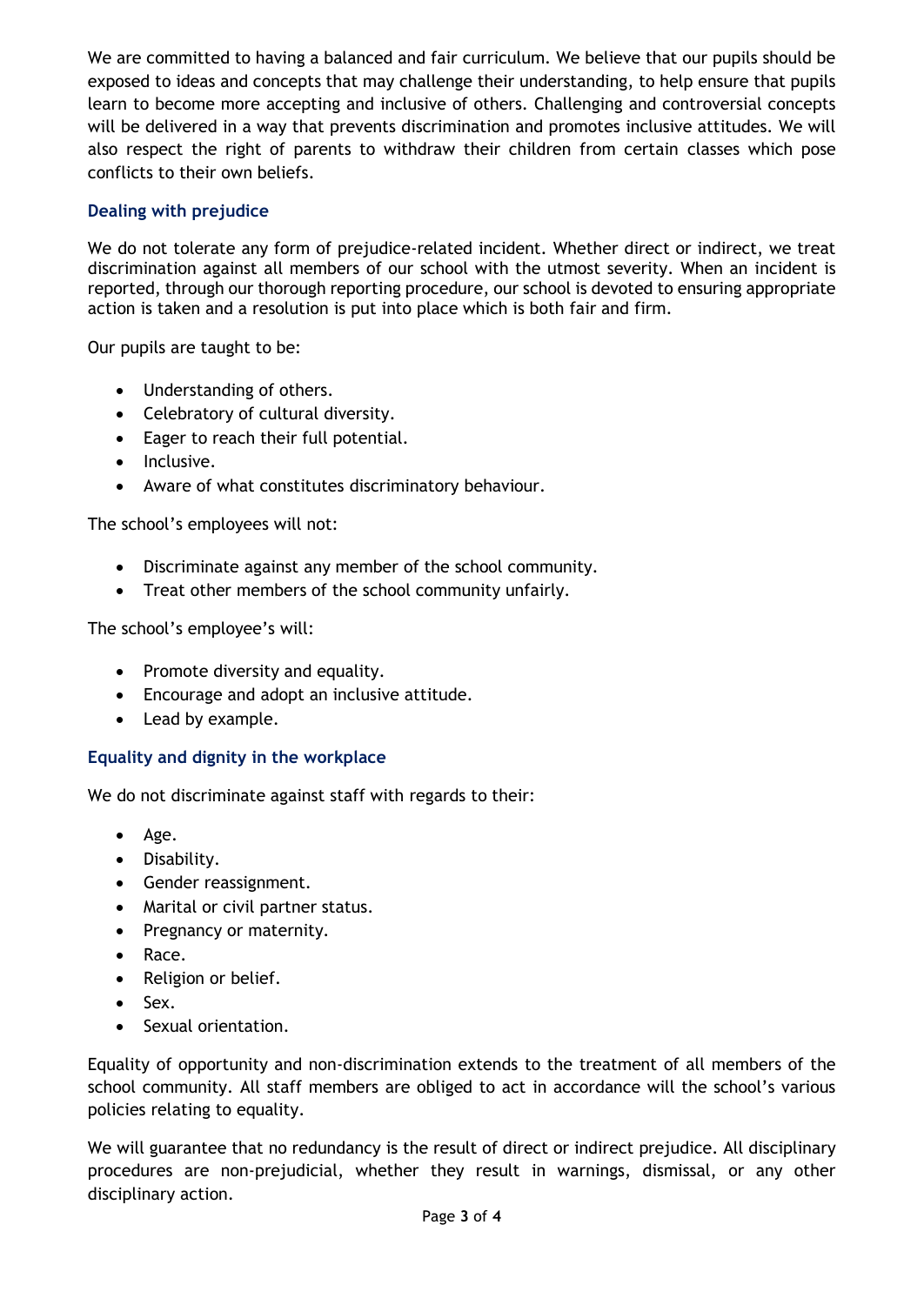We are committed to having a balanced and fair curriculum. We believe that our pupils should be exposed to ideas and concepts that may challenge their understanding, to help ensure that pupils learn to become more accepting and inclusive of others. Challenging and controversial concepts will be delivered in a way that prevents discrimination and promotes inclusive attitudes. We will also respect the right of parents to withdraw their children from certain classes which pose conflicts to their own beliefs.

### Dealing with prejudice

We do not tolerate any form of prejudice-related incident. Whether direct or indirect, we treat discrimination against all members of our school with the utmost severity. When an incident is reported, through our thorough reporting procedure, our school is devoted to ensuring appropriate action is taken and a resolution is put into place which is both fair and firm.

Our pupils are taught to be:

- Understanding of others.
- Celebratory of cultural diversity.
- Eager to reach their full potential.
- Inclusive.
- Aware of what constitutes discriminatory behaviour.

The school's employees will not:

- Discriminate against any member of the school community.
- Treat other members of the school community unfairly.

The school's employee's will:

- Promote diversity and equality.
- Encourage and adopt an inclusive attitude.
- Lead by example.

### Equality and dignity in the workplace

We do not discriminate against staff with regards to their:

- Age.
- Disability.
- Gender reassignment.
- Marital or civil partner status.
- Pregnancy or maternity.
- Race.
- Religion or belief.
- Sex.
- Sexual orientation.

Equality of opportunity and non-discrimination extends to the treatment of all members of the school community. All staff members are obliged to act in accordance will the school's various policies relating to equality.

We will guarantee that no redundancy is the result of direct or indirect prejudice. All disciplinary procedures are non-prejudicial, whether they result in warnings, dismissal, or any other disciplinary action.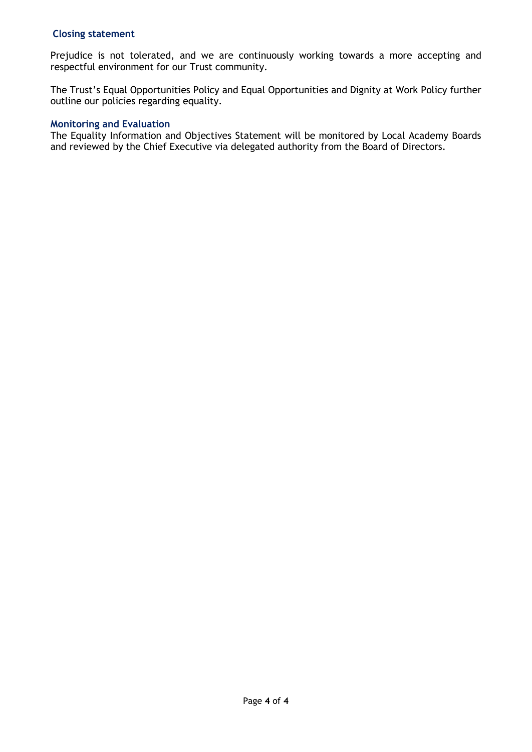### Closing statement

Prejudice is not tolerated, and we are continuously working towards a more accepting and respectful environment for our Trust community.

The Trust's Equal Opportunities Policy and Equal Opportunities and Dignity at Work Policy further outline our policies regarding equality.

### Monitoring and Evaluation

The Equality Information and Objectives Statement will be monitored by Local Academy Boards and reviewed by the Chief Executive via delegated authority from the Board of Directors.